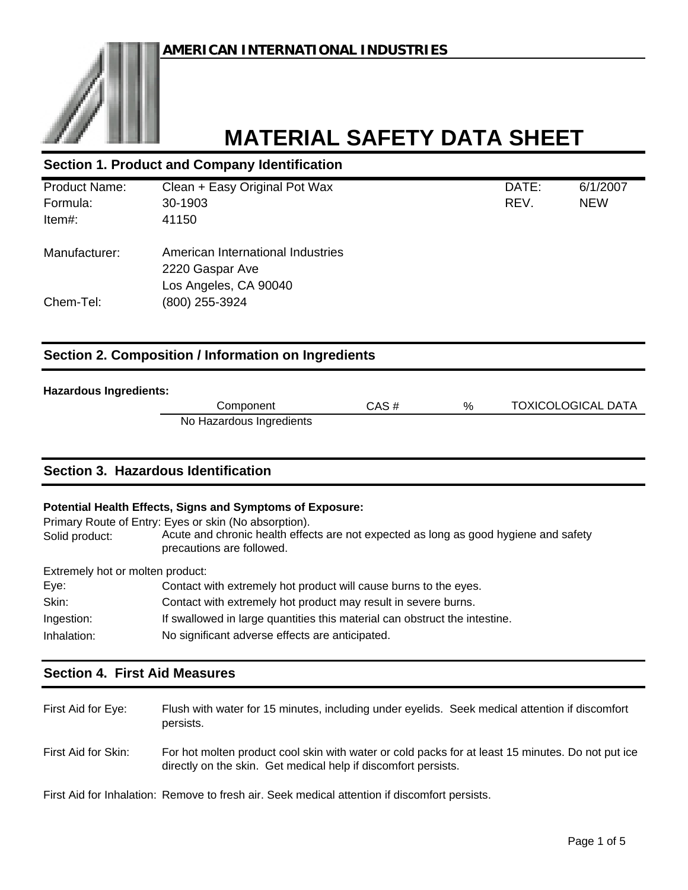**AMERICAN INTERNATIONAL INDUSTRIES**

# MATERIAL SAFETY DATA SHEET

## Section 1. Product and Company Identification

| | | | |
|---|---|---|---|
| Product Name: | Clean + Easy Original Pot Wax | DATE: | 6/1/2007 |
| Formula: | 30-1903 | REV. | NEW |
| Item#: | 41150 | | |

Manufacturer: American International Industries
2220 Gaspar Ave
Los Angeles, CA 90040

Chem-Tel: (800) 255-3924

## Section 2. Composition / Information on Ingredients

**Hazardous Ingredients:**

| Component | CAS # | % | TOXICOLOGICAL DATA |
|---|---|---|---|
| No Hazardous Ingredients | | | |

## Section 3. Hazardous Identification

**Potential Health Effects, Signs and Symptoms of Exposure:**

Primary Route of Entry: Eyes or skin (No absorption).

Solid product: Acute and chronic health effects are not expected as long as good hygiene and safety precautions are followed.

Extremely hot or molten product:

- Eye: Contact with extremely hot product will cause burns to the eyes.
- Skin: Contact with extremely hot product may result in severe burns.
- Ingestion: If swallowed in large quantities this material can obstruct the intestine.
- Inhalation: No significant adverse effects are anticipated.

## Section 4. First Aid Measures

First Aid for Eye: Flush with water for 15 minutes, including under eyelids. Seek medical attention if discomfort persists.

First Aid for Skin: For hot molten product cool skin with water or cold packs for at least 15 minutes. Do not put ice directly on the skin. Get medical help if discomfort persists.

First Aid for Inhalation: Remove to fresh air. Seek medical attention if discomfort persists.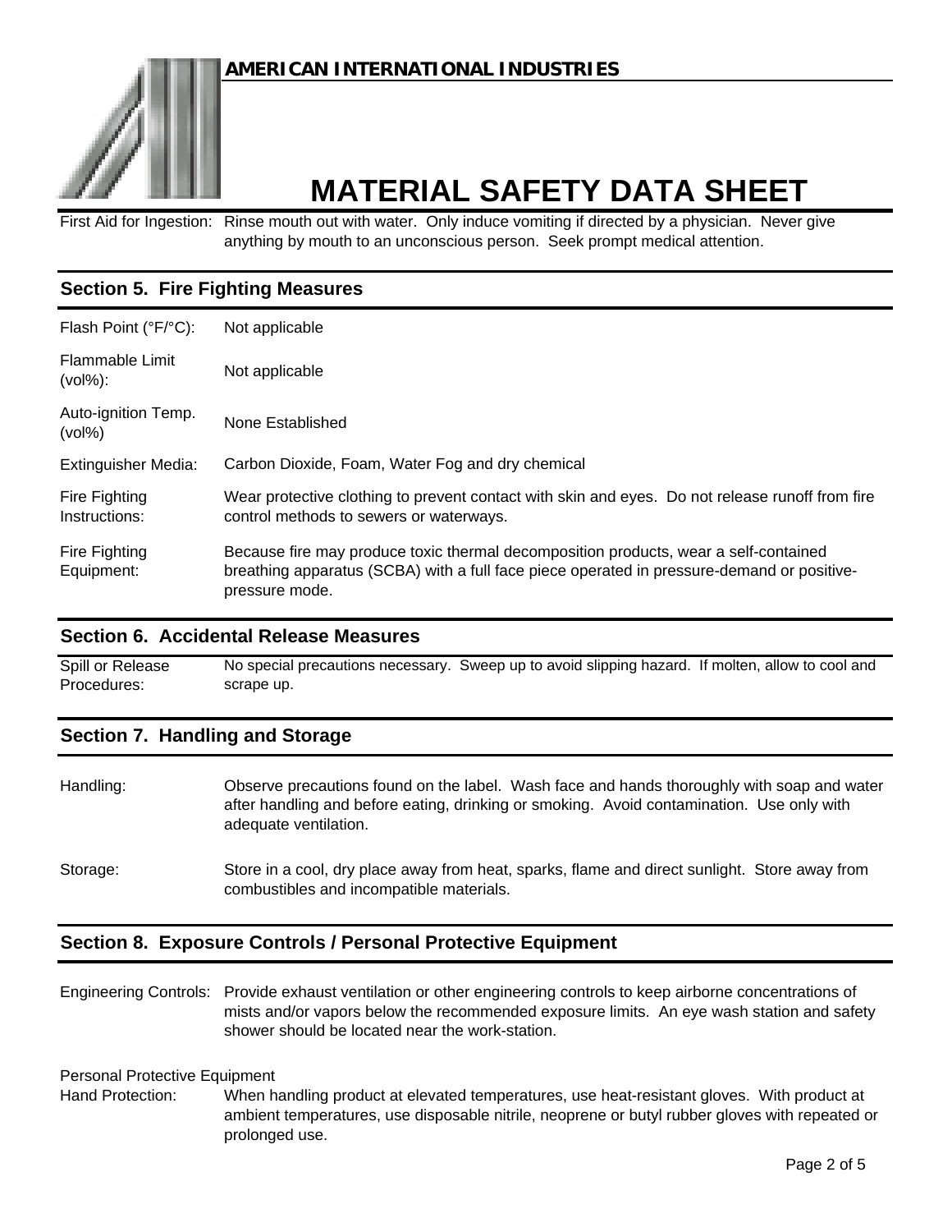| | |
|---|---|
| First Aid for Ingestion: | Rinse mouth out with water. Only induce vomiting if directed by a physician. Never give anything by mouth to an unconscious person. Seek prompt medical attention. |

## Section 5. Fire Fighting Measures

| | |
|---|---|
| Flash Point (°F/°C): | Not applicable |
| Flammable Limit (vol%): | Not applicable |
| Auto-ignition Temp. (vol%) | None Established |
| Extinguisher Media: | Carbon Dioxide, Foam, Water Fog and dry chemical |
| Fire Fighting Instructions: | Wear protective clothing to prevent contact with skin and eyes. Do not release runoff from fire control methods to sewers or waterways. |
| Fire Fighting Equipment: | Because fire may produce toxic thermal decomposition products, wear a self-contained breathing apparatus (SCBA) with a full face piece operated in pressure-demand or positive-pressure mode. |

## Section 6. Accidental Release Measures

| | |
|---|---|
| Spill or Release Procedures: | No special precautions necessary. Sweep up to avoid slipping hazard. If molten, allow to cool and scrape up. |

## Section 7. Handling and Storage

| | |
|---|---|
| Handling: | Observe precautions found on the label. Wash face and hands thoroughly with soap and water after handling and before eating, drinking or smoking. Avoid contamination. Use only with adequate ventilation. |
| Storage: | Store in a cool, dry place away from heat, sparks, flame and direct sunlight. Store away from combustibles and incompatible materials. |

## Section 8. Exposure Controls / Personal Protective Equipment

| | |
|---|---|
| Engineering Controls: | Provide exhaust ventilation or other engineering controls to keep airborne concentrations of mists and/or vapors below the recommended exposure limits. An eye wash station and safety shower should be located near the work-station. |

Personal Protective Equipment

| | |
|---|---|
| Hand Protection: | When handling product at elevated temperatures, use heat-resistant gloves. With product at ambient temperatures, use disposable nitrile, neoprene or butyl rubber gloves with repeated or prolonged use. |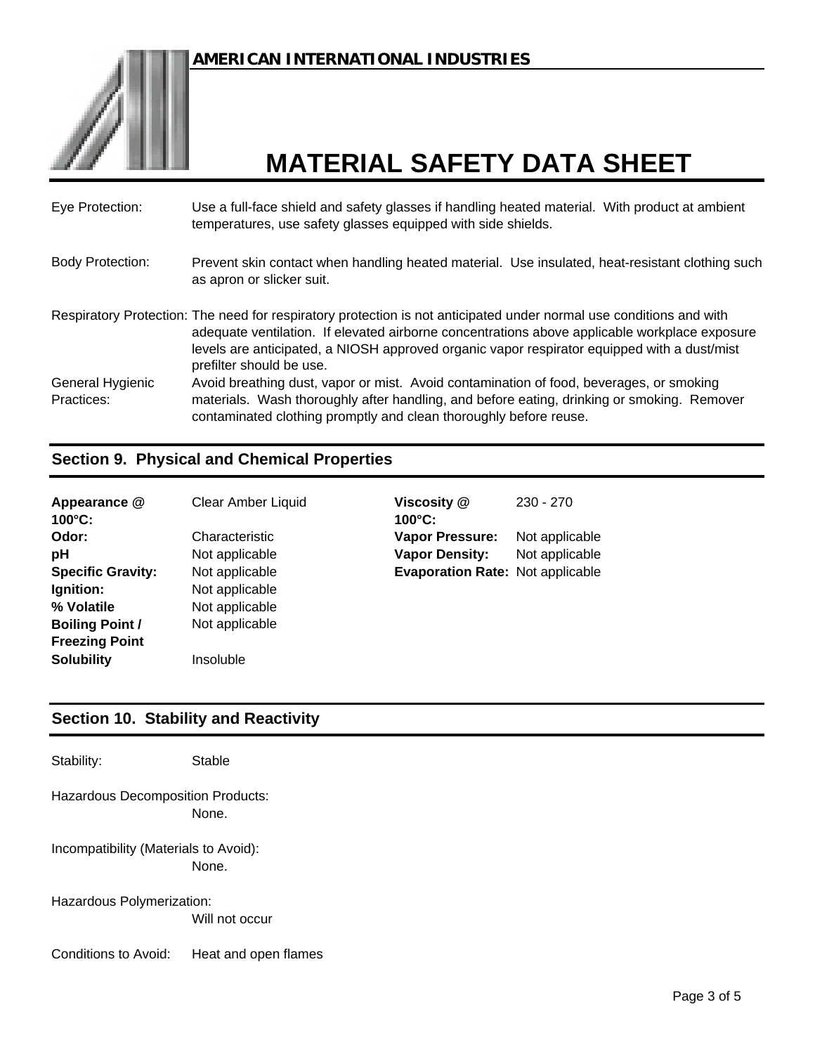Eye Protection: Use a full-face shield and safety glasses if handling heated material. With product at ambient temperatures, use safety glasses equipped with side shields.

Body Protection: Prevent skin contact when handling heated material. Use insulated, heat-resistant clothing such as apron or slicker suit.

Respiratory Protection: The need for respiratory protection is not anticipated under normal use conditions and with adequate ventilation. If elevated airborne concentrations above applicable workplace exposure levels are anticipated, a NIOSH approved organic vapor respirator equipped with a dust/mist prefilter should be use.

General Hygienic Practices: Avoid breathing dust, vapor or mist. Avoid contamination of food, beverages, or smoking materials. Wash thoroughly after handling, and before eating, drinking or smoking. Remover contaminated clothing promptly and clean thoroughly before reuse.

## Section 9. Physical and Chemical Properties

| | | | |
|---|---|---|---|
| **Appearance @ 100°C:** | Clear Amber Liquid | **Viscosity @ 100°C:** | 230 - 270 |
| **Odor:** | Characteristic | **Vapor Pressure:** | Not applicable |
| **pH** | Not applicable | **Vapor Density:** | Not applicable |
| **Specific Gravity:** | Not applicable | **Evaporation Rate:** | Not applicable |
| **Ignition:** | Not applicable | | |
| **% Volatile** | Not applicable | | |
| **Boiling Point / Freezing Point** | Not applicable | | |
| **Solubility** | Insoluble | | |

## Section 10. Stability and Reactivity

Stability: Stable

Hazardous Decomposition Products:
None.

Incompatibility (Materials to Avoid):
None.

Hazardous Polymerization:
Will not occur

Conditions to Avoid: Heat and open flames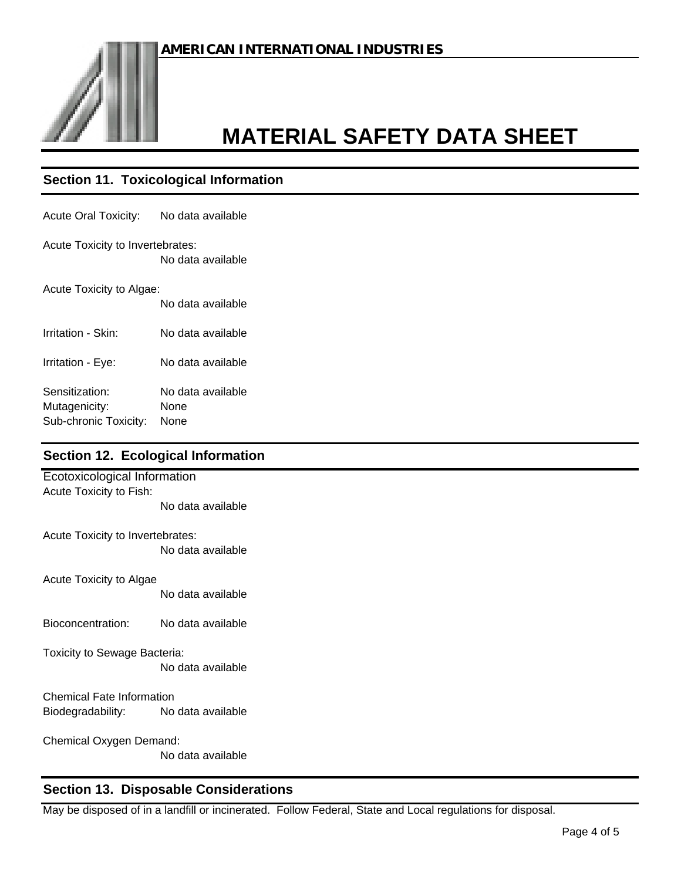## Section 11. Toxicological Information

Acute Oral Toxicity: No data available

Acute Toxicity to Invertebrates:
No data available

Acute Toxicity to Algae:
No data available

Irritation - Skin: No data available

Irritation - Eye: No data available

Sensitization: No data available
Mutagenicity: None
Sub-chronic Toxicity: None

## Section 12. Ecological Information

Ecotoxicological Information
Acute Toxicity to Fish:
No data available

Acute Toxicity to Invertebrates:
No data available

Acute Toxicity to Algae
No data available

Bioconcentration: No data available

Toxicity to Sewage Bacteria:
No data available

Chemical Fate Information
Biodegradability: No data available

Chemical Oxygen Demand:
No data available

## Section 13. Disposable Considerations

May be disposed of in a landfill or incinerated. Follow Federal, State and Local regulations for disposal.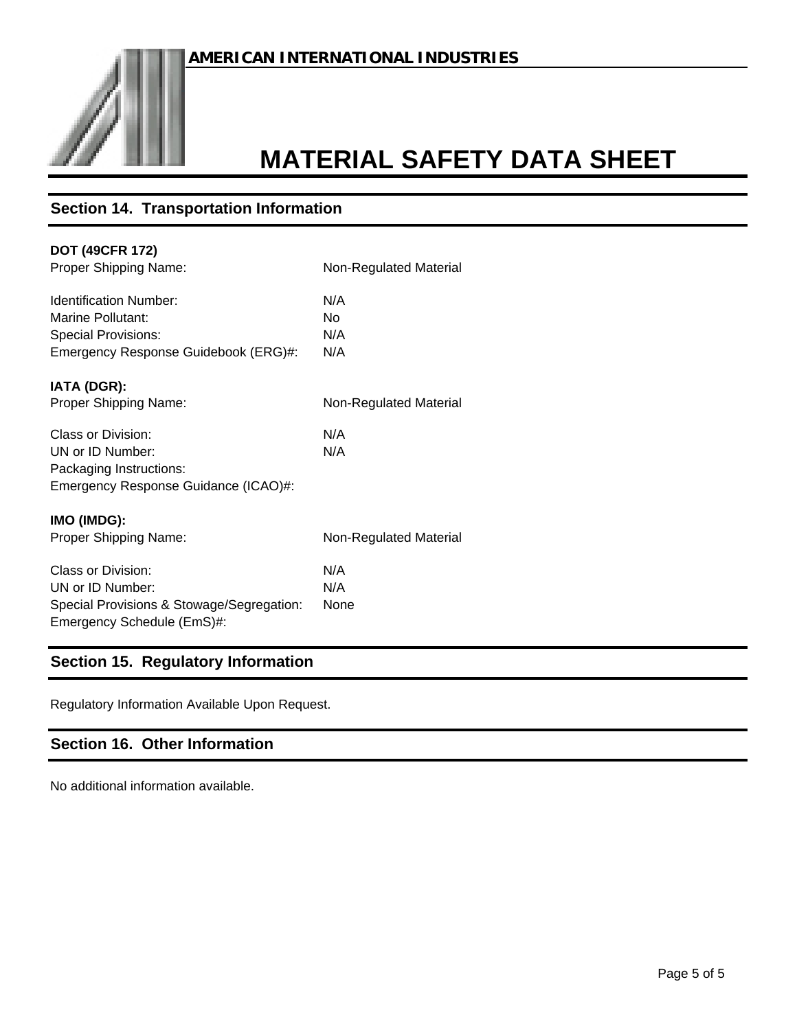**AMERICAN INTERNATIONAL INDUSTRIES**

# MATERIAL SAFETY DATA SHEET

## Section 14. Transportation Information

**DOT (49CFR 172)**

| | |
|---|---|
| Proper Shipping Name: | Non-Regulated Material |
| Identification Number: | N/A |
| Marine Pollutant: | No |
| Special Provisions: | N/A |
| Emergency Response Guidebook (ERG)#: | N/A |

**IATA (DGR):**

| | |
|---|---|
| Proper Shipping Name: | Non-Regulated Material |
| Class or Division: | N/A |
| UN or ID Number: | N/A |
| Packaging Instructions: | |
| Emergency Response Guidance (ICAO)#: | |

**IMO (IMDG):**

| | |
|---|---|
| Proper Shipping Name: | Non-Regulated Material |
| Class or Division: | N/A |
| UN or ID Number: | N/A |
| Special Provisions & Stowage/Segregation: | None |
| Emergency Schedule (EmS)#: | |

## Section 15. Regulatory Information

Regulatory Information Available Upon Request.

## Section 16. Other Information

No additional information available.